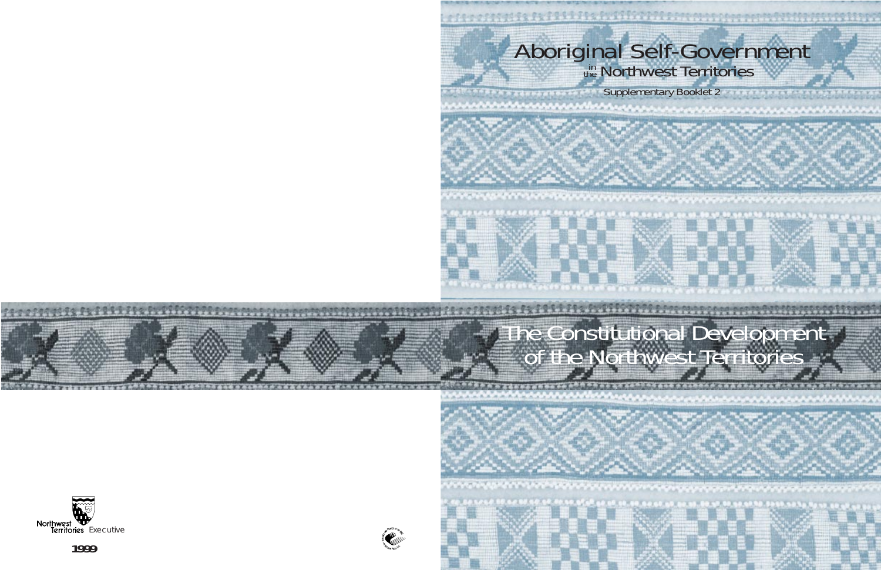# Aboriginal Self-Government in the Northwest Territories

Supplementary Booklet 2

# The Constitutional Development of the Northwest Territories

Northwest Territories Executive

**1999**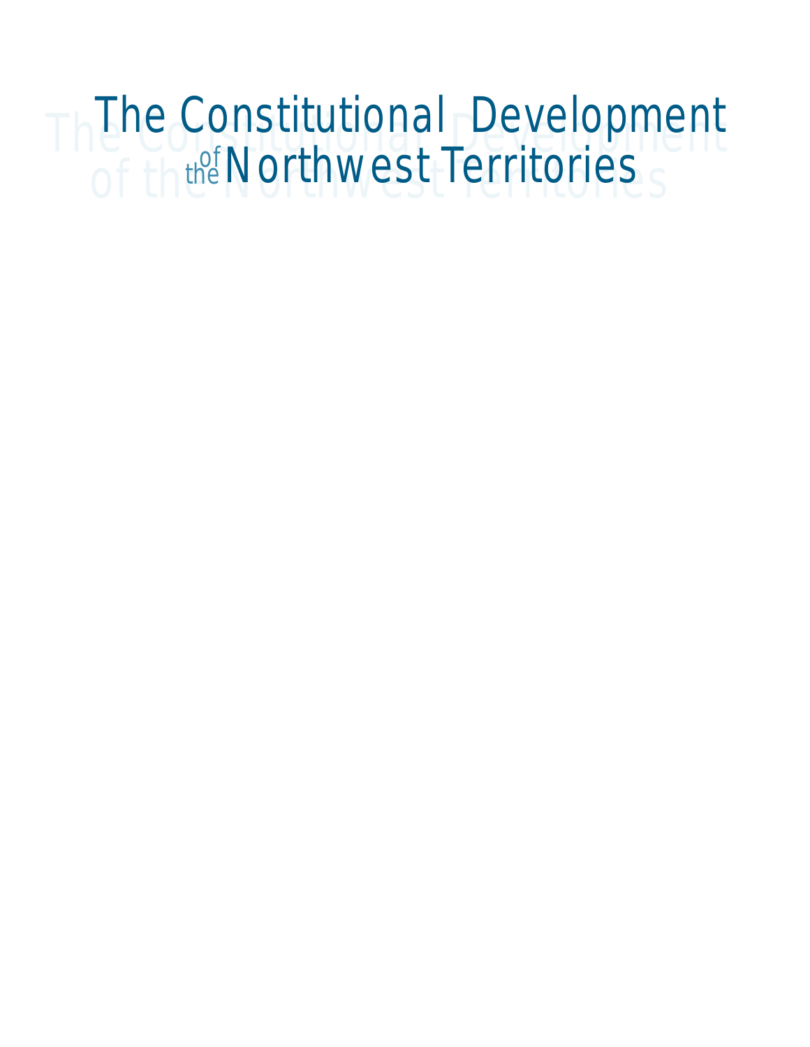# The Constitutional Development of the Northwest Territories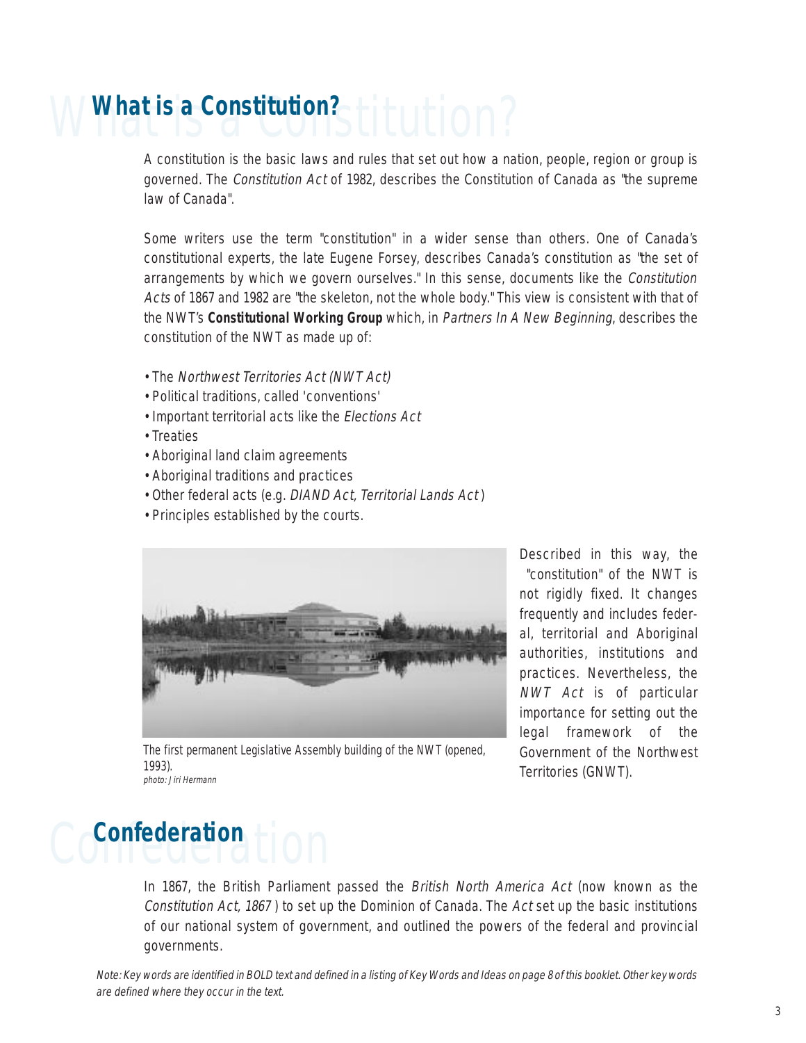# What is a Constitution?

A constitution is the basic laws and rules that set out how a nation, people, region or group is governed. The *Constitution Act* of 1982, describes the Constitution of Canada as "the supreme law of Canada".

Some writers use the term "constitution" in a wider sense than others. One of Canada's constitutional experts, the late Eugene Forsey, describes Canada's constitution as "the set of arrangements by which we govern ourselves." In this sense, documents like the *Constitution Acts* of 1867 and 1982 are "the skeleton, not the whole body." This view is consistent with that of the NWT's **Constitutional Working Group** which, in *Partners In A New Beginning*, describes the constitution of the NWT as made up of:

- The *Northwest Territories Act (NWT Act)*
- Political traditions, called 'conventions'
- Important territorial acts like the *Elections Act*
- Treaties
- Aboriginal land claim agreements
- Aboriginal traditions and practices
- Other federal acts (e.g. *DIAND Act*, *Territorial Lands Act* )
- Principles established by the courts.

The first permanent Legislative Assembly building of the NWT (opened, 1993).
*photo: Jiri Hermann*

Described in this way, the "constitution" of the NWT is not rigidly fixed. It changes frequently and includes federal, territorial and Aboriginal authorities, institutions and practices. Nevertheless, the *NWT Act* is of particular importance for setting out the legal framework of the Government of the Northwest Territories (GNWT).

# Confederation

In 1867, the British Parliament passed the *British North America Act* (now known as the *Constitution Act, 1867* ) to set up the Dominion of Canada. The *Act* set up the basic institutions of our national system of government, and outlined the powers of the federal and provincial governments.

*Note: Key words are identified in BOLD text and defined in a listing of Key Words and Ideas on page 8 of this booklet. Other key words are defined where they occur in the text.*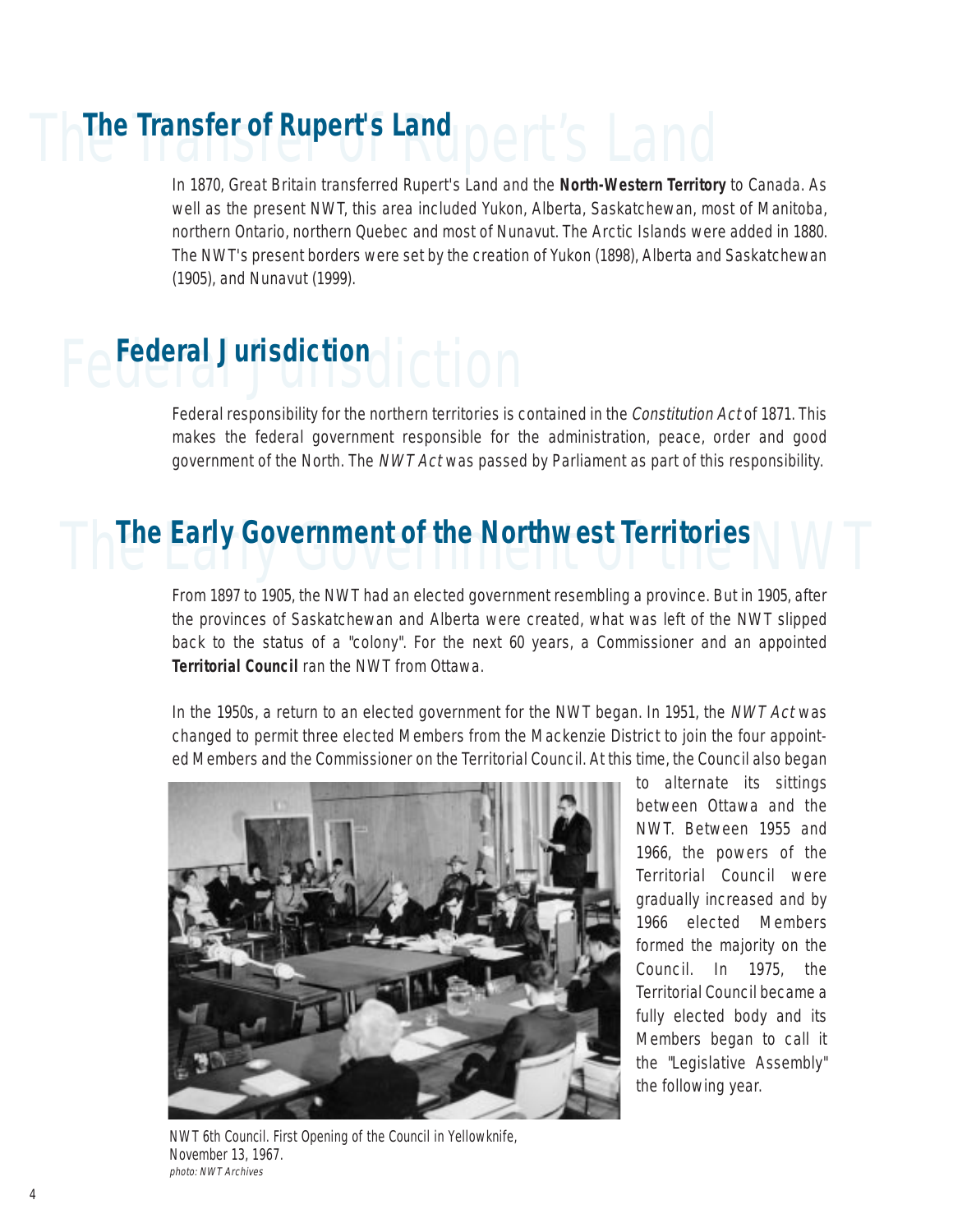## The Transfer of Rupert's Land

In 1870, Great Britain transferred Rupert's Land and the **North-Western Territory** to Canada. As well as the present NWT, this area included Yukon, Alberta, Saskatchewan, most of Manitoba, northern Ontario, northern Quebec and most of Nunavut. The Arctic Islands were added in 1880. The NWT's present borders were set by the creation of Yukon (1898), Alberta and Saskatchewan (1905), and Nunavut (1999).

## Federal Jurisdiction

Federal responsibility for the northern territories is contained in the *Constitution Act* of 1871. This makes the federal government responsible for the administration, peace, order and good government of the North. The *NWT Act* was passed by Parliament as part of this responsibility.

## The Early Government of the Northwest Territories

From 1897 to 1905, the NWT had an elected government resembling a province. But in 1905, after the provinces of Saskatchewan and Alberta were created, what was left of the NWT slipped back to the status of a "colony". For the next 60 years, a Commissioner and an appointed **Territorial Council** ran the NWT from Ottawa.

In the 1950s, a return to an elected government for the NWT began. In 1951, the *NWT Act* was changed to permit three elected Members from the Mackenzie District to join the four appointed Members and the Commissioner on the Territorial Council. At this time, the Council also began to alternate its sittings between Ottawa and the NWT. Between 1955 and 1966, the powers of the Territorial Council were gradually increased and by 1966 elected Members formed the majority on the Council. In 1975, the Territorial Council became a fully elected body and its Members began to call it the "Legislative Assembly" the following year.

NWT 6th Council. First Opening of the Council in Yellowknife, November 13, 1967.
*photo: NWT Archives*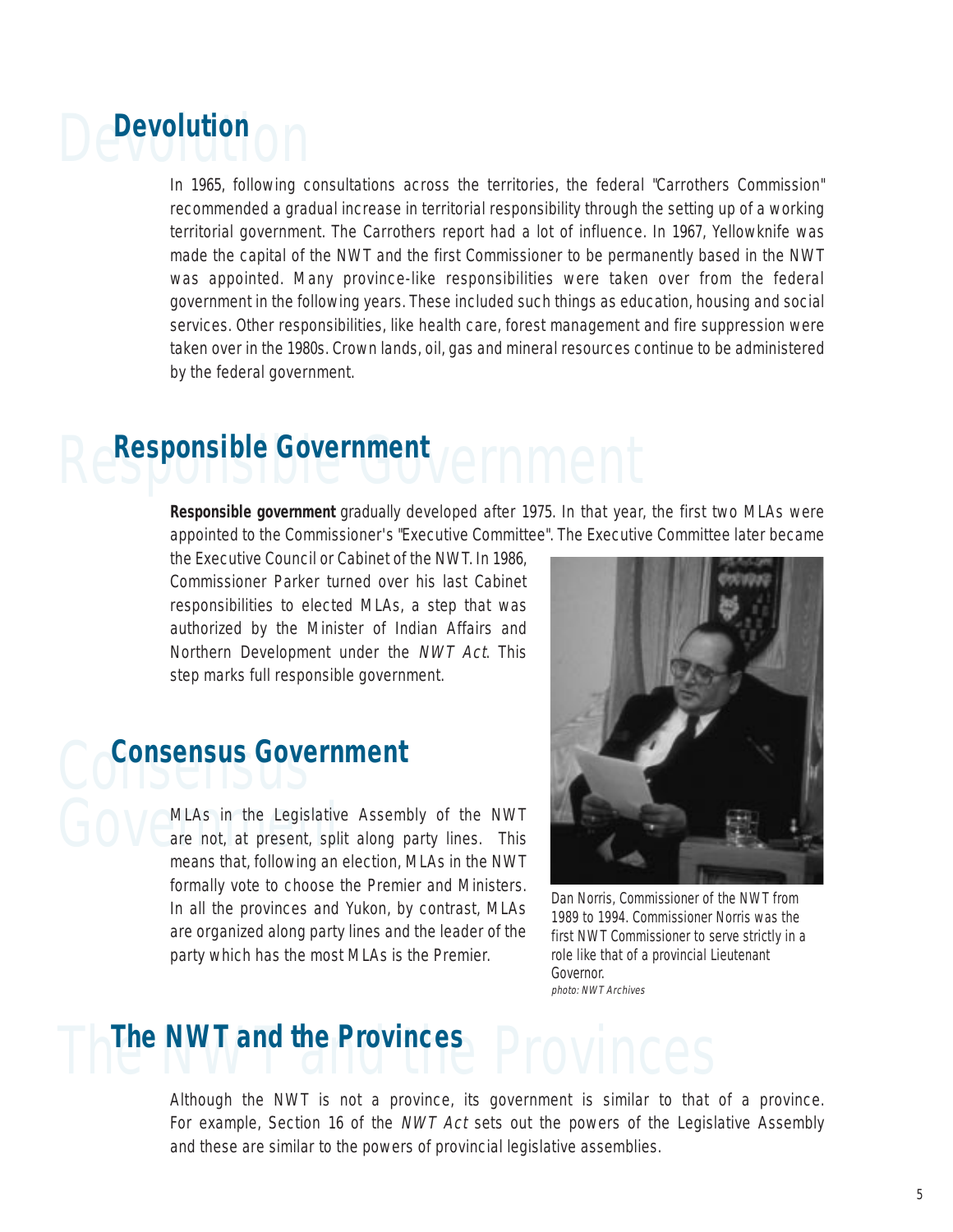## Devolution

In 1965, following consultations across the territories, the federal "Carrothers Commission" recommended a gradual increase in territorial responsibility through the setting up of a working territorial government. The Carrothers report had a lot of influence. In 1967, Yellowknife was made the capital of the NWT and the first Commissioner to be permanently based in the NWT was appointed. Many province-like responsibilities were taken over from the federal government in the following years. These included such things as education, housing and social services. Other responsibilities, like health care, forest management and fire suppression were taken over in the 1980s. Crown lands, oil, gas and mineral resources continue to be administered by the federal government.

## Responsible Government

**Responsible government** gradually developed after 1975. In that year, the first two MLAs were appointed to the Commissioner's "Executive Committee". The Executive Committee later became the Executive Council or Cabinet of the NWT. In 1986, Commissioner Parker turned over his last Cabinet responsibilities to elected MLAs, a step that was authorized by the Minister of Indian Affairs and Northern Development under the *NWT Act*. This step marks full responsible government.

## Consensus Government

MLAs in the Legislative Assembly of the NWT are not, at present, split along party lines. This means that, following an election, MLAs in the NWT formally vote to choose the Premier and Ministers. In all the provinces and Yukon, by contrast, MLAs are organized along party lines and the leader of the party which has the most MLAs is the Premier.

Dan Norris, Commissioner of the NWT from 1989 to 1994. Commissioner Norris was the first NWT Commissioner to serve strictly in a role like that of a provincial Lieutenant Governor.
*photo: NWT Archives*

## The NWT and the Provinces

Although the NWT is not a province, its government is similar to that of a province. For example, Section 16 of the *NWT Act* sets out the powers of the Legislative Assembly and these are similar to the powers of provincial legislative assemblies.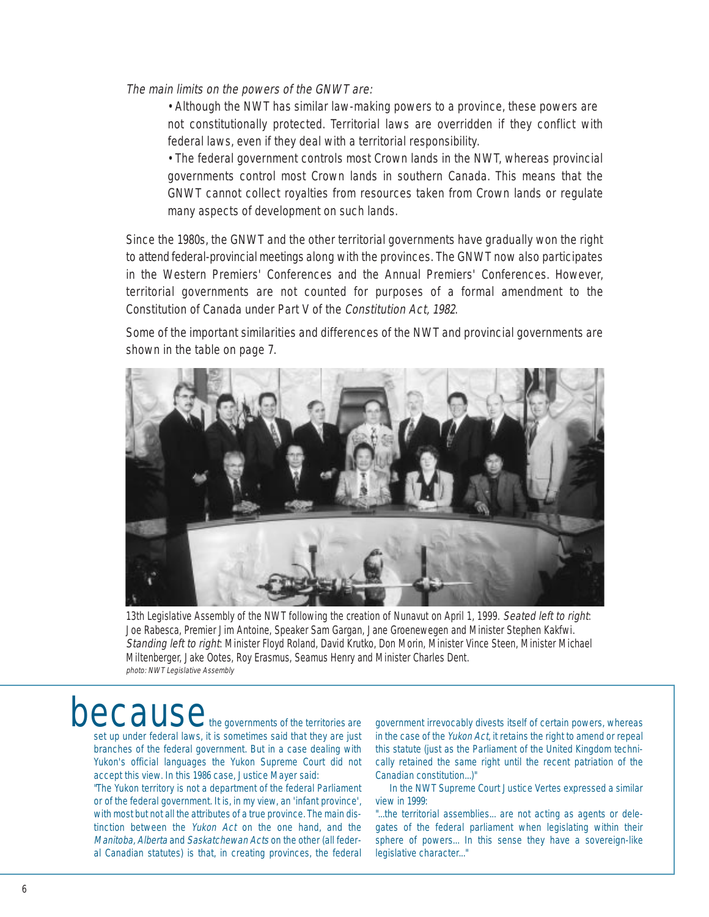*The main limits on the powers of the GNWT are:*

- Although the NWT has similar law-making powers to a province, these powers are not constitutionally protected. Territorial laws are overridden if they conflict with federal laws, even if they deal with a territorial responsibility.
- The federal government controls most Crown lands in the NWT, whereas provincial governments control most Crown lands in southern Canada. This means that the GNWT cannot collect royalties from resources taken from Crown lands or regulate many aspects of development on such lands.

Since the 1980s, the GNWT and the other territorial governments have gradually won the right to attend federal-provincial meetings along with the provinces. The GNWT now also participates in the Western Premiers' Conferences and the Annual Premiers' Conferences. However, territorial governments are not counted for purposes of a formal amendment to the Constitution of Canada under Part V of the *Constitution Act, 1982*.

Some of the important similarities and differences of the NWT and provincial governments are shown in the table on page 7.

13th Legislative Assembly of the NWT following the creation of Nunavut on April 1, 1999. *Seated left to right*: Joe Rabesca, Premier Jim Antoine, Speaker Sam Gargan, Jane Groenewegen and Minister Stephen Kakfwi. *Standing left to right*: Minister Floyd Roland, David Krutko, Don Morin, Minister Vince Steen, Minister Michael Miltenberger, Jake Ootes, Roy Erasmus, Seamus Henry and Minister Charles Dent.
*photo: NWT Legislative Assembly*

**because** the governments of the territories are set up under federal laws, it is sometimes said that they are just branches of the federal government. But in a case dealing with Yukon's official languages the Yukon Supreme Court did not accept this view. In this 1986 case, Justice Mayer said:

"The Yukon territory is not a department of the federal Parliament or of the federal government. It is, in my view, an 'infant province', with most but not all the attributes of a true province. The main distinction between the *Yukon Act* on the one hand, and the *Manitoba*, *Alberta* and *Saskatchewan Acts* on the other (all federal Canadian statutes) is that, in creating provinces, the federal government irrevocably divests itself of certain powers, whereas in the case of the *Yukon Act*, it retains the right to amend or repeal this statute (just as the Parliament of the United Kingdom technically retained the same right until the recent patriation of the Canadian constitution...)"

In the NWT Supreme Court Justice Vertes expressed a similar view in 1999:

"...the territorial assemblies... are not acting as agents or delegates of the federal parliament when legislating within their sphere of powers... In this sense they have a sovereign-like legislative character..."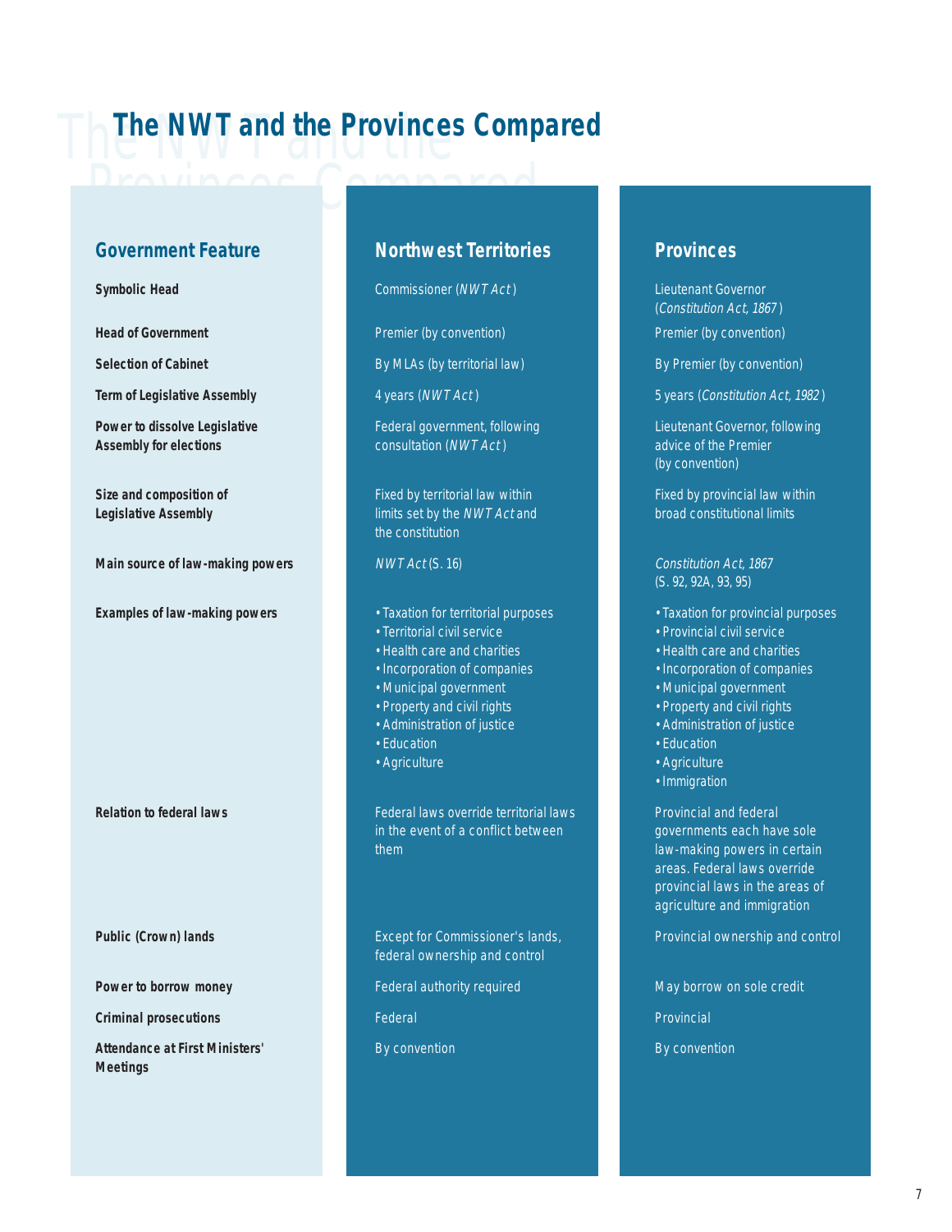# The NWT and the Provinces Compared

| Government Feature | Northwest Territories | Provinces |
|---|---|---|
| **Symbolic Head** | Commissioner (*NWT Act*) | Lieutenant Governor (*Constitution Act, 1867*) |
| **Head of Government** | Premier (by convention) | Premier (by convention) |
| **Selection of Cabinet** | By MLAs (by territorial law) | By Premier (by convention) |
| **Term of Legislative Assembly** | 4 years (*NWT Act*) | 5 years (*Constitution Act, 1982*) |
| **Power to dissolve Legislative Assembly for elections** | Federal government, following consultation (*NWT Act*) | Lieutenant Governor, following advice of the Premier (by convention) |
| **Size and composition of Legislative Assembly** | Fixed by territorial law within limits set by the *NWT Act* and the constitution | Fixed by provincial law within broad constitutional limits |
| **Main source of law-making powers** | *NWT Act* (S. 16) | *Constitution Act, 1867* (S. 92, 92A, 93, 95) |
| **Examples of law-making powers** | • Taxation for territorial purposes<br>• Territorial civil service<br>• Health care and charities<br>• Incorporation of companies<br>• Municipal government<br>• Property and civil rights<br>• Administration of justice<br>• Education<br>• Agriculture | • Taxation for provincial purposes<br>• Provincial civil service<br>• Health care and charities<br>• Incorporation of companies<br>• Municipal government<br>• Property and civil rights<br>• Administration of justice<br>• Education<br>• Agriculture<br>• Immigration |
| **Relation to federal laws** | Federal laws override territorial laws in the event of a conflict between them | Provincial and federal governments each have sole law-making powers in certain areas. Federal laws override provincial laws in the areas of agriculture and immigration |
| **Public (Crown) lands** | Except for Commissioner's lands, federal ownership and control | Provincial ownership and control |
| **Power to borrow money** | Federal authority required | May borrow on sole credit |
| **Criminal prosecutions** | Federal | Provincial |
| **Attendance at First Ministers' Meetings** | By convention | By convention |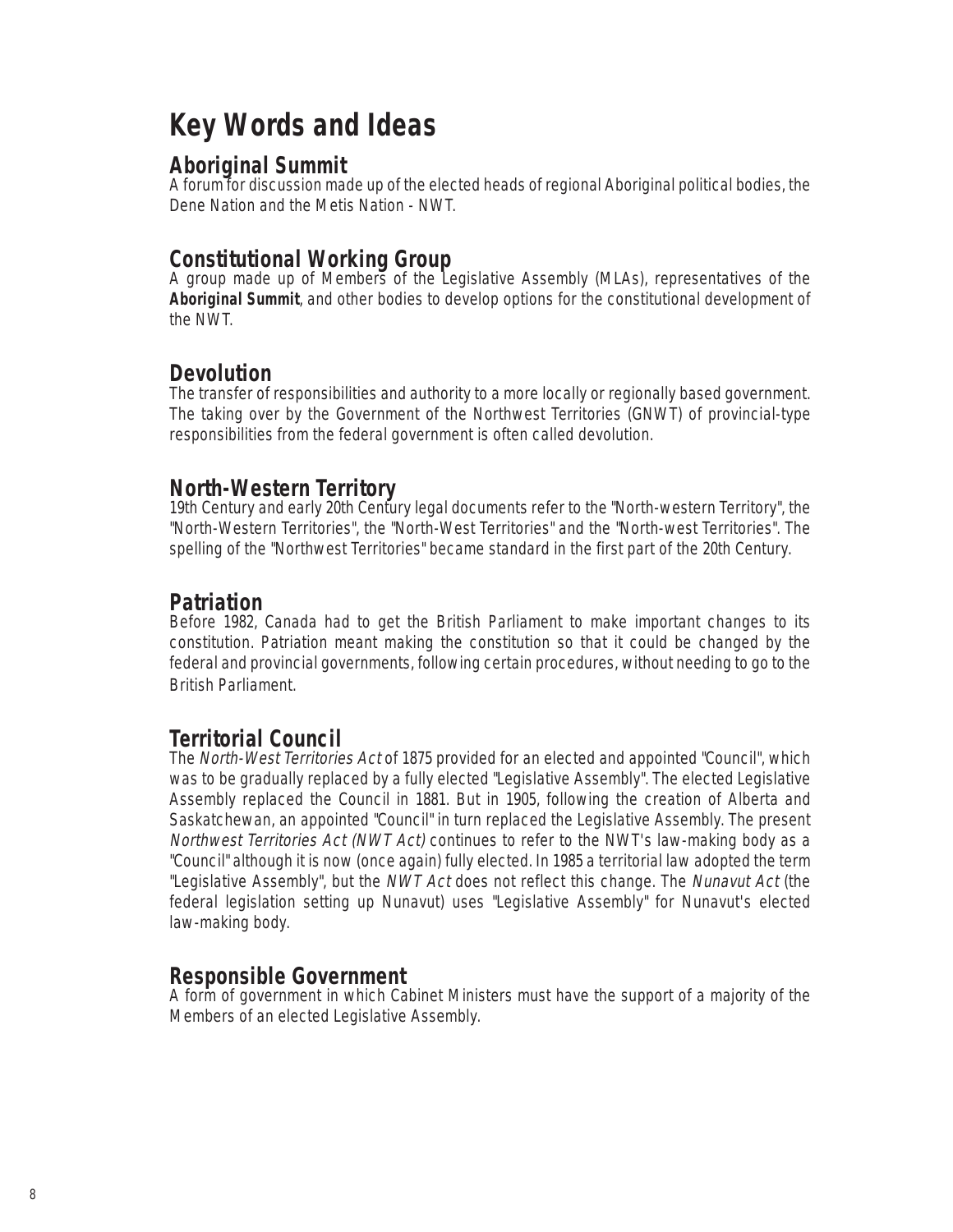# Key Words and Ideas

## Aboriginal Summit

A forum for discussion made up of the elected heads of regional Aboriginal political bodies, the Dene Nation and the Metis Nation - NWT.

## Constitutional Working Group

A group made up of Members of the Legislative Assembly (MLAs), representatives of the **Aboriginal Summit**, and other bodies to develop options for the constitutional development of the NWT.

## Devolution

The transfer of responsibilities and authority to a more locally or regionally based government. The taking over by the Government of the Northwest Territories (GNWT) of provincial-type responsibilities from the federal government is often called devolution.

## North-Western Territory

19th Century and early 20th Century legal documents refer to the "North-western Territory", the "North-Western Territories", the "North-West Territories" and the "North-west Territories". The spelling of the "Northwest Territories" became standard in the first part of the 20th Century.

## Patriation

Before 1982, Canada had to get the British Parliament to make important changes to its constitution. Patriation meant making the constitution so that it could be changed by the federal and provincial governments, following certain procedures, without needing to go to the British Parliament.

## Territorial Council

The *North-West Territories Act* of 1875 provided for an elected and appointed "Council", which was to be gradually replaced by a fully elected "Legislative Assembly". The elected Legislative Assembly replaced the Council in 1881. But in 1905, following the creation of Alberta and Saskatchewan, an appointed "Council" in turn replaced the Legislative Assembly. The present *Northwest Territories Act (NWT Act)* continues to refer to the NWT's law-making body as a "Council" although it is now (once again) fully elected. In 1985 a territorial law adopted the term "Legislative Assembly", but the *NWT Act* does not reflect this change. The *Nunavut Act* (the federal legislation setting up Nunavut) uses "Legislative Assembly" for Nunavut's elected law-making body.

## Responsible Government

A form of government in which Cabinet Ministers must have the support of a majority of the Members of an elected Legislative Assembly.